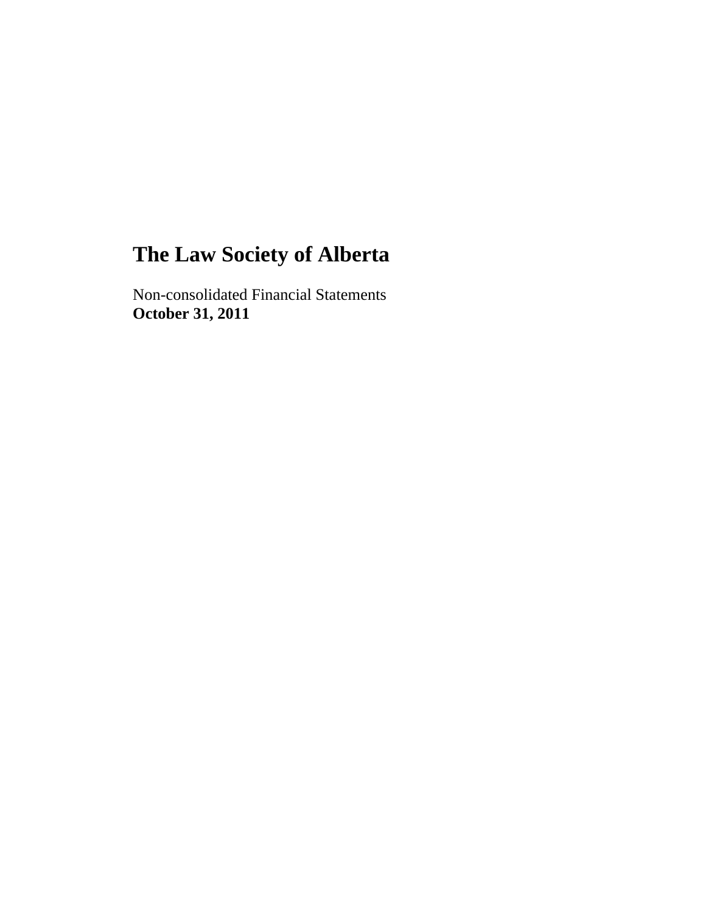# The Law Society of Alberta

Non-consolidated Financial Statements
**October 31, 2011**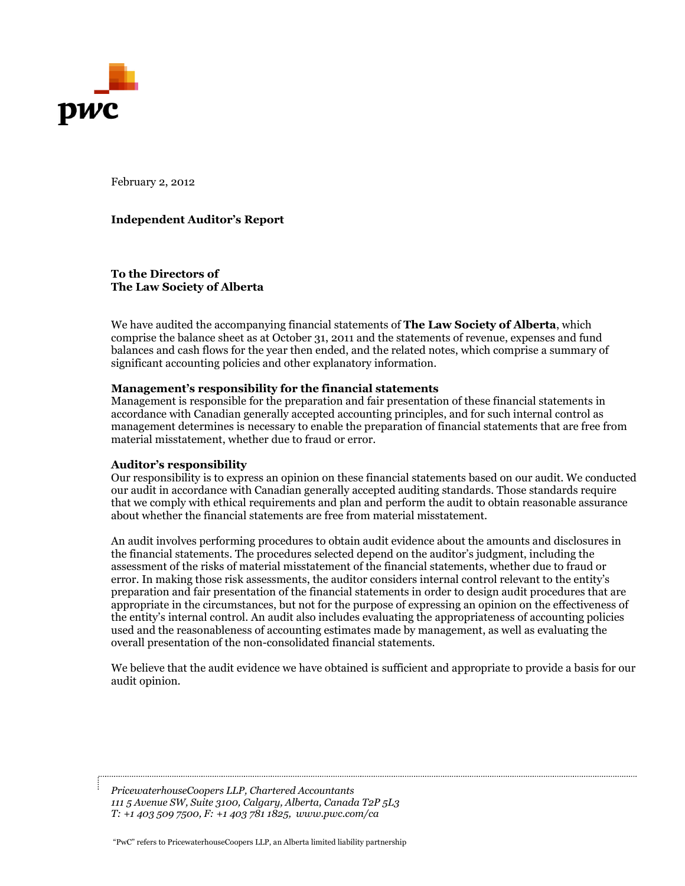February 2, 2012

**Independent Auditor's Report**

**To the Directors of**
**The Law Society of Alberta**

We have audited the accompanying financial statements of **The Law Society of Alberta**, which comprise the balance sheet as at October 31, 2011 and the statements of revenue, expenses and fund balances and cash flows for the year then ended, and the related notes, which comprise a summary of significant accounting policies and other explanatory information.

**Management's responsibility for the financial statements**
Management is responsible for the preparation and fair presentation of these financial statements in accordance with Canadian generally accepted accounting principles, and for such internal control as management determines is necessary to enable the preparation of financial statements that are free from material misstatement, whether due to fraud or error.

**Auditor's responsibility**
Our responsibility is to express an opinion on these financial statements based on our audit. We conducted our audit in accordance with Canadian generally accepted auditing standards. Those standards require that we comply with ethical requirements and plan and perform the audit to obtain reasonable assurance about whether the financial statements are free from material misstatement.

An audit involves performing procedures to obtain audit evidence about the amounts and disclosures in the financial statements. The procedures selected depend on the auditor's judgment, including the assessment of the risks of material misstatement of the financial statements, whether due to fraud or error. In making those risk assessments, the auditor considers internal control relevant to the entity's preparation and fair presentation of the financial statements in order to design audit procedures that are appropriate in the circumstances, but not for the purpose of expressing an opinion on the effectiveness of the entity's internal control. An audit also includes evaluating the appropriateness of accounting policies used and the reasonableness of accounting estimates made by management, as well as evaluating the overall presentation of the non-consolidated financial statements.

We believe that the audit evidence we have obtained is sufficient and appropriate to provide a basis for our audit opinion.

*PricewaterhouseCoopers LLP, Chartered Accountants*
*111 5 Avenue SW, Suite 3100, Calgary, Alberta, Canada T2P 5L3*
*T: +1 403 509 7500, F: +1 403 781 1825, www.pwc.com/ca*

"PwC" refers to PricewaterhouseCoopers LLP, an Alberta limited liability partnership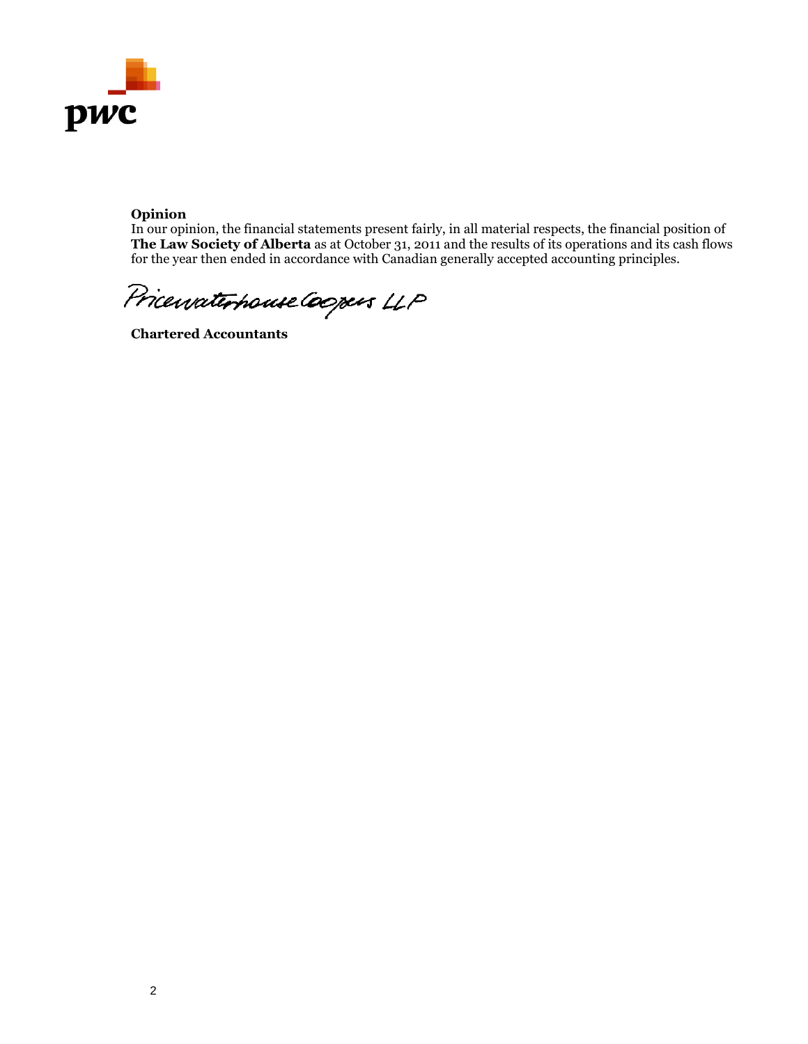**Opinion**

In our opinion, the financial statements present fairly, in all material respects, the financial position of **The Law Society of Alberta** as at October 31, 2011 and the results of its operations and its cash flows for the year then ended in accordance with Canadian generally accepted accounting principles.

PricewaterhouseCoopers LLP

**Chartered Accountants**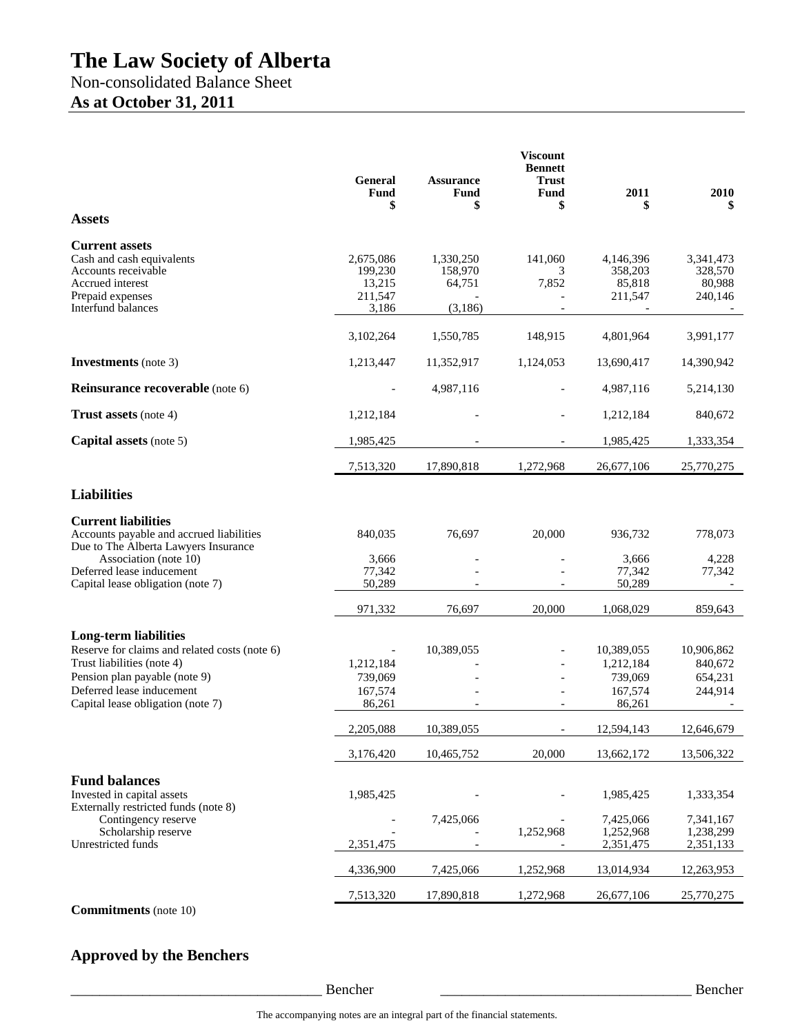# The Law Society of Alberta

Non-consolidated Balance Sheet

**As at October 31, 2011**

| | General Fund $ | Assurance Fund $ | Viscount Bennett Trust Fund $ | 2011 $ | 2010 $ |
|---|---|---|---|---|---|
| **Assets** | | | | | |
| **Current assets** | | | | | |
| Cash and cash equivalents | 2,675,086 | 1,330,250 | 141,060 | 4,146,396 | 3,341,473 |
| Accounts receivable | 199,230 | 158,970 | 3 | 358,203 | 328,570 |
| Accrued interest | 13,215 | 64,751 | 7,852 | 85,818 | 80,988 |
| Prepaid expenses | 211,547 | - | - | 211,547 | 240,146 |
| Interfund balances | 3,186 | (3,186) | - | - | - |
| | 3,102,264 | 1,550,785 | 148,915 | 4,801,964 | 3,991,177 |
| **Investments** (note 3) | 1,213,447 | 11,352,917 | 1,124,053 | 13,690,417 | 14,390,942 |
| **Reinsurance recoverable** (note 6) | - | 4,987,116 | - | 4,987,116 | 5,214,130 |
| **Trust assets** (note 4) | 1,212,184 | - | - | 1,212,184 | 840,672 |
| **Capital assets** (note 5) | 1,985,425 | - | - | 1,985,425 | 1,333,354 |
| | 7,513,320 | 17,890,818 | 1,272,968 | 26,677,106 | 25,770,275 |
| **Liabilities** | | | | | |
| **Current liabilities** | | | | | |
| Accounts payable and accrued liabilities | 840,035 | 76,697 | 20,000 | 936,732 | 778,073 |
| Due to The Alberta Lawyers Insurance Association (note 10) | 3,666 | - | - | 3,666 | 4,228 |
| Deferred lease inducement | 77,342 | - | - | 77,342 | 77,342 |
| Capital lease obligation (note 7) | 50,289 | - | - | 50,289 | - |
| | 971,332 | 76,697 | 20,000 | 1,068,029 | 859,643 |
| **Long-term liabilities** | | | | | |
| Reserve for claims and related costs (note 6) | - | 10,389,055 | - | 10,389,055 | 10,906,862 |
| Trust liabilities (note 4) | 1,212,184 | - | - | 1,212,184 | 840,672 |
| Pension plan payable (note 9) | 739,069 | - | - | 739,069 | 654,231 |
| Deferred lease inducement | 167,574 | - | - | 167,574 | 244,914 |
| Capital lease obligation (note 7) | 86,261 | - | - | 86,261 | - |
| | 2,205,088 | 10,389,055 | - | 12,594,143 | 12,646,679 |
| | 3,176,420 | 10,465,752 | 20,000 | 13,662,172 | 13,506,322 |
| **Fund balances** | | | | | |
| Invested in capital assets | 1,985,425 | - | - | 1,985,425 | 1,333,354 |
| Externally restricted funds (note 8) | | | | | |
| Contingency reserve | - | 7,425,066 | - | 7,425,066 | 7,341,167 |
| Scholarship reserve | - | - | 1,252,968 | 1,252,968 | 1,238,299 |
| Unrestricted funds | 2,351,475 | - | - | 2,351,475 | 2,351,133 |
| | 4,336,900 | 7,425,066 | 1,252,968 | 13,014,934 | 12,263,953 |
| | 7,513,320 | 17,890,818 | 1,272,968 | 26,677,106 | 25,770,275 |

**Commitments** (note 10)

## Approved by the Benchers

___________________________________ Bencher ___________________________________ Bencher

The accompanying notes are an integral part of the financial statements.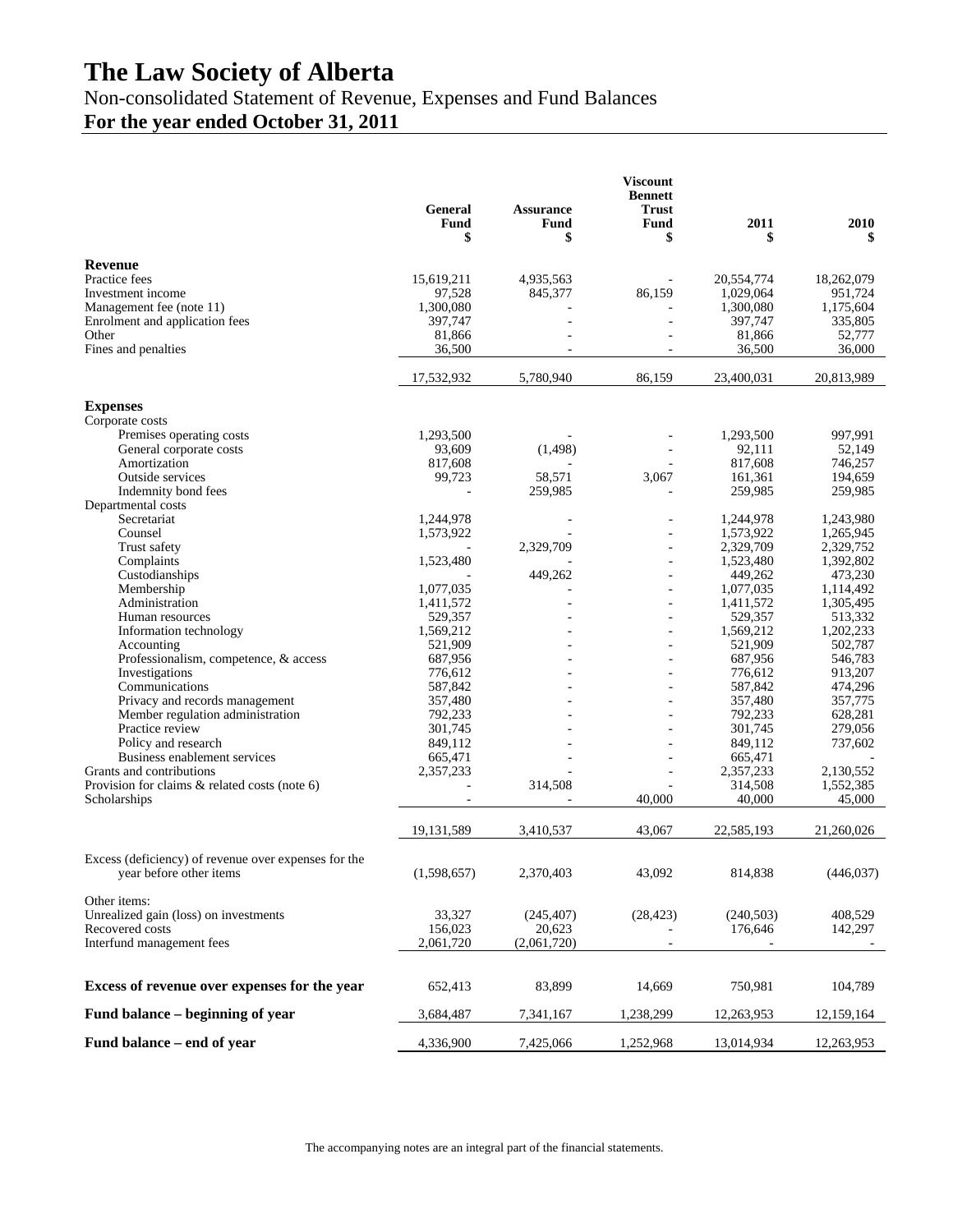# The Law Society of Alberta

## Non-consolidated Statement of Revenue, Expenses and Fund Balances

## For the year ended October 31, 2011

| | General Fund $ | Assurance Fund $ | Viscount Bennett Trust Fund $ | 2011 $ | 2010 $ |
|---|---|---|---|---|---|
| **Revenue** | | | | | |
| Practice fees | 15,619,211 | 4,935,563 | - | 20,554,774 | 18,262,079 |
| Investment income | 97,528 | 845,377 | 86,159 | 1,029,064 | 951,724 |
| Management fee (note 11) | 1,300,080 | - | - | 1,300,080 | 1,175,604 |
| Enrolment and application fees | 397,747 | - | - | 397,747 | 335,805 |
| Other | 81,866 | - | - | 81,866 | 52,777 |
| Fines and penalties | 36,500 | - | - | 36,500 | 36,000 |
| | 17,532,932 | 5,780,940 | 86,159 | 23,400,031 | 20,813,989 |
| **Expenses** | | | | | |
| Corporate costs | | | | | |
| Premises operating costs | 1,293,500 | - | - | 1,293,500 | 997,991 |
| General corporate costs | 93,609 | (1,498) | - | 92,111 | 52,149 |
| Amortization | 817,608 | - | - | 817,608 | 746,257 |
| Outside services | 99,723 | 58,571 | 3,067 | 161,361 | 194,659 |
| Indemnity bond fees | - | 259,985 | - | 259,985 | 259,985 |
| Departmental costs | | | | | |
| Secretariat | 1,244,978 | - | - | 1,244,978 | 1,243,980 |
| Counsel | 1,573,922 | - | - | 1,573,922 | 1,265,945 |
| Trust safety | - | 2,329,709 | - | 2,329,709 | 2,329,752 |
| Complaints | 1,523,480 | - | - | 1,523,480 | 1,392,802 |
| Custodianships | - | 449,262 | - | 449,262 | 473,230 |
| Membership | 1,077,035 | - | - | 1,077,035 | 1,114,492 |
| Administration | 1,411,572 | - | - | 1,411,572 | 1,305,495 |
| Human resources | 529,357 | - | - | 529,357 | 513,332 |
| Information technology | 1,569,212 | - | - | 1,569,212 | 1,202,233 |
| Accounting | 521,909 | - | - | 521,909 | 502,787 |
| Professionalism, competence, & access | 687,956 | - | - | 687,956 | 546,783 |
| Investigations | 776,612 | - | - | 776,612 | 913,207 |
| Communications | 587,842 | - | - | 587,842 | 474,296 |
| Privacy and records management | 357,480 | - | - | 357,480 | 357,775 |
| Member regulation administration | 792,233 | - | - | 792,233 | 628,281 |
| Practice review | 301,745 | - | - | 301,745 | 279,056 |
| Policy and research | 849,112 | - | - | 849,112 | 737,602 |
| Business enablement services | 665,471 | - | - | 665,471 | - |
| Grants and contributions | 2,357,233 | - | - | 2,357,233 | 2,130,552 |
| Provision for claims & related costs (note 6) | - | 314,508 | - | 314,508 | 1,552,385 |
| Scholarships | - | - | 40,000 | 40,000 | 45,000 |
| | 19,131,589 | 3,410,537 | 43,067 | 22,585,193 | 21,260,026 |
| Excess (deficiency) of revenue over expenses for the year before other items | (1,598,657) | 2,370,403 | 43,092 | 814,838 | (446,037) |
| Other items: | | | | | |
| Unrealized gain (loss) on investments | 33,327 | (245,407) | (28,423) | (240,503) | 408,529 |
| Recovered costs | 156,023 | 20,623 | - | 176,646 | 142,297 |
| Interfund management fees | 2,061,720 | (2,061,720) | - | - | - |
| **Excess of revenue over expenses for the year** | 652,413 | 83,899 | 14,669 | 750,981 | 104,789 |
| **Fund balance – beginning of year** | 3,684,487 | 7,341,167 | 1,238,299 | 12,263,953 | 12,159,164 |
| **Fund balance – end of year** | 4,336,900 | 7,425,066 | 1,252,968 | 13,014,934 | 12,263,953 |

The accompanying notes are an integral part of the financial statements.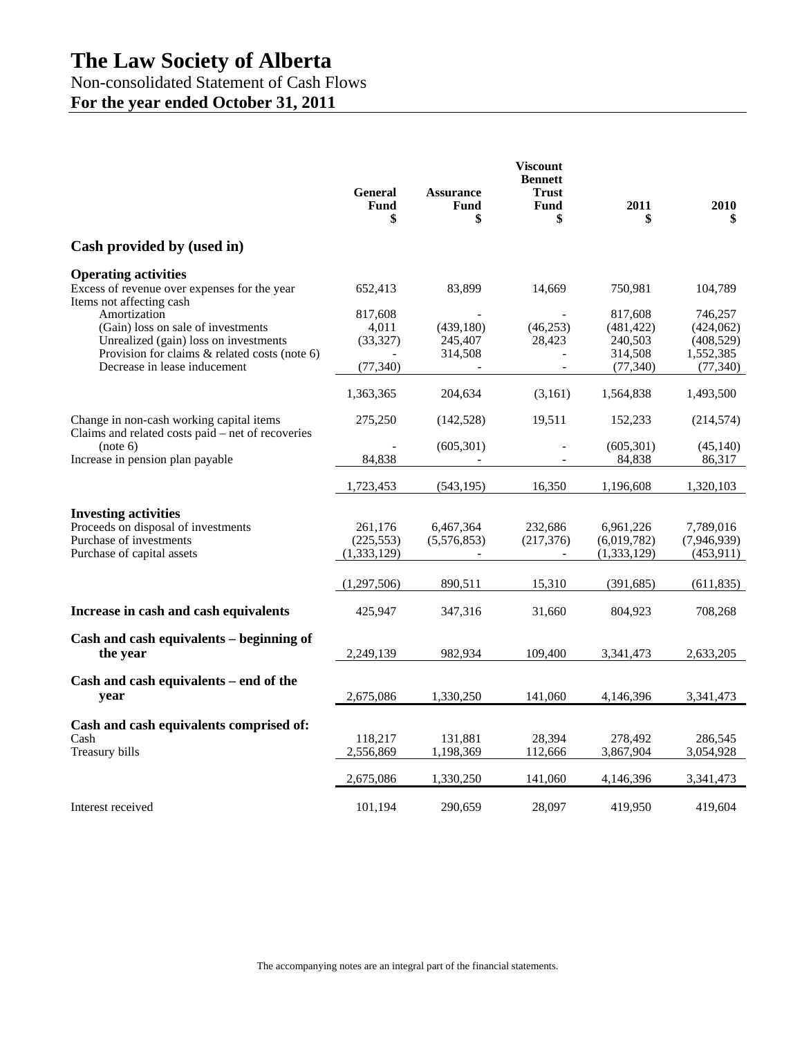# The Law Society of Alberta

Non-consolidated Statement of Cash Flows

**For the year ended October 31, 2011**

| | General Fund $ | Assurance Fund $ | Viscount Bennett Trust Fund $ | 2011 $ | 2010 $ |
|---|---|---|---|---|---|
| **Cash provided by (used in)** | | | | | |
| **Operating activities** | | | | | |
| Excess of revenue over expenses for the year | 652,413 | 83,899 | 14,669 | 750,981 | 104,789 |
| Items not affecting cash | | | | | |
| Amortization | 817,608 | - | - | 817,608 | 746,257 |
| (Gain) loss on sale of investments | 4,011 | (439,180) | (46,253) | (481,422) | (424,062) |
| Unrealized (gain) loss on investments | (33,327) | 245,407 | 28,423 | 240,503 | (408,529) |
| Provision for claims & related costs (note 6) | - | 314,508 | - | 314,508 | 1,552,385 |
| Decrease in lease inducement | (77,340) | - | - | (77,340) | (77,340) |
| | 1,363,365 | 204,634 | (3,161) | 1,564,838 | 1,493,500 |
| Change in non-cash working capital items | 275,250 | (142,528) | 19,511 | 152,233 | (214,574) |
| Claims and related costs paid – net of recoveries (note 6) | - | (605,301) | - | (605,301) | (45,140) |
| Increase in pension plan payable | 84,838 | - | - | 84,838 | 86,317 |
| | 1,723,453 | (543,195) | 16,350 | 1,196,608 | 1,320,103 |
| **Investing activities** | | | | | |
| Proceeds on disposal of investments | 261,176 | 6,467,364 | 232,686 | 6,961,226 | 7,789,016 |
| Purchase of investments | (225,553) | (5,576,853) | (217,376) | (6,019,782) | (7,946,939) |
| Purchase of capital assets | (1,333,129) | - | - | (1,333,129) | (453,911) |
| | (1,297,506) | 890,511 | 15,310 | (391,685) | (611,835) |
| **Increase in cash and cash equivalents** | 425,947 | 347,316 | 31,660 | 804,923 | 708,268 |
| **Cash and cash equivalents – beginning of the year** | 2,249,139 | 982,934 | 109,400 | 3,341,473 | 2,633,205 |
| **Cash and cash equivalents – end of the year** | 2,675,086 | 1,330,250 | 141,060 | 4,146,396 | 3,341,473 |
| **Cash and cash equivalents comprised of:** | | | | | |
| Cash | 118,217 | 131,881 | 28,394 | 278,492 | 286,545 |
| Treasury bills | 2,556,869 | 1,198,369 | 112,666 | 3,867,904 | 3,054,928 |
| | 2,675,086 | 1,330,250 | 141,060 | 4,146,396 | 3,341,473 |
| Interest received | 101,194 | 290,659 | 28,097 | 419,950 | 419,604 |

The accompanying notes are an integral part of the financial statements.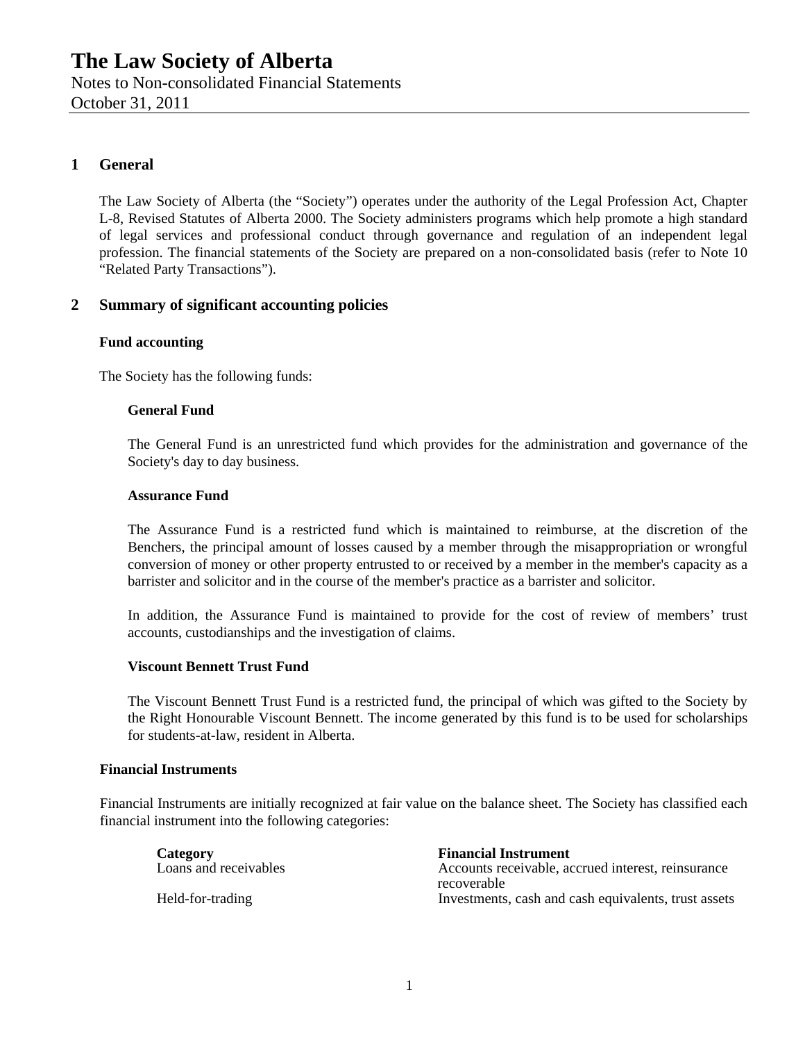## 1 General

The Law Society of Alberta (the "Society") operates under the authority of the Legal Profession Act, Chapter L-8, Revised Statutes of Alberta 2000. The Society administers programs which help promote a high standard of legal services and professional conduct through governance and regulation of an independent legal profession. The financial statements of the Society are prepared on a non-consolidated basis (refer to Note 10 "Related Party Transactions").

## 2 Summary of significant accounting policies

### Fund accounting

The Society has the following funds:

#### General Fund

The General Fund is an unrestricted fund which provides for the administration and governance of the Society's day to day business.

#### Assurance Fund

The Assurance Fund is a restricted fund which is maintained to reimburse, at the discretion of the Benchers, the principal amount of losses caused by a member through the misappropriation or wrongful conversion of money or other property entrusted to or received by a member in the member's capacity as a barrister and solicitor and in the course of the member's practice as a barrister and solicitor.

In addition, the Assurance Fund is maintained to provide for the cost of review of members' trust accounts, custodianships and the investigation of claims.

#### Viscount Bennett Trust Fund

The Viscount Bennett Trust Fund is a restricted fund, the principal of which was gifted to the Society by the Right Honourable Viscount Bennett. The income generated by this fund is to be used for scholarships for students-at-law, resident in Alberta.

### Financial Instruments

Financial Instruments are initially recognized at fair value on the balance sheet. The Society has classified each financial instrument into the following categories:

| Category | Financial Instrument |
|---|---|
| Loans and receivables | Accounts receivable, accrued interest, reinsurance recoverable |
| Held-for-trading | Investments, cash and cash equivalents, trust assets |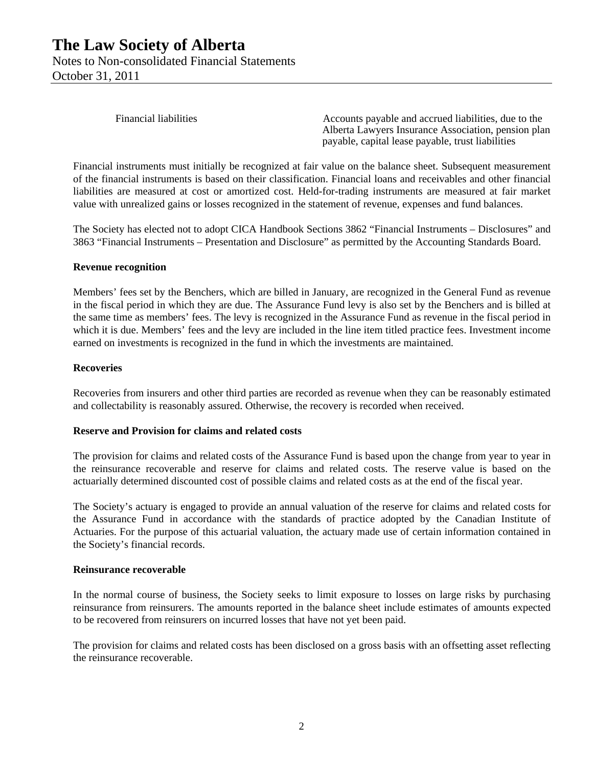| | |
|---|---|
| Financial liabilities | Accounts payable and accrued liabilities, due to the Alberta Lawyers Insurance Association, pension plan payable, capital lease payable, trust liabilities |

Financial instruments must initially be recognized at fair value on the balance sheet. Subsequent measurement of the financial instruments is based on their classification. Financial loans and receivables and other financial liabilities are measured at cost or amortized cost. Held-for-trading instruments are measured at fair market value with unrealized gains or losses recognized in the statement of revenue, expenses and fund balances.

The Society has elected not to adopt CICA Handbook Sections 3862 "Financial Instruments – Disclosures" and 3863 "Financial Instruments – Presentation and Disclosure" as permitted by the Accounting Standards Board.

**Revenue recognition**

Members' fees set by the Benchers, which are billed in January, are recognized in the General Fund as revenue in the fiscal period in which they are due. The Assurance Fund levy is also set by the Benchers and is billed at the same time as members' fees. The levy is recognized in the Assurance Fund as revenue in the fiscal period in which it is due. Members' fees and the levy are included in the line item titled practice fees. Investment income earned on investments is recognized in the fund in which the investments are maintained.

**Recoveries**

Recoveries from insurers and other third parties are recorded as revenue when they can be reasonably estimated and collectability is reasonably assured. Otherwise, the recovery is recorded when received.

**Reserve and Provision for claims and related costs**

The provision for claims and related costs of the Assurance Fund is based upon the change from year to year in the reinsurance recoverable and reserve for claims and related costs. The reserve value is based on the actuarially determined discounted cost of possible claims and related costs as at the end of the fiscal year.

The Society's actuary is engaged to provide an annual valuation of the reserve for claims and related costs for the Assurance Fund in accordance with the standards of practice adopted by the Canadian Institute of Actuaries. For the purpose of this actuarial valuation, the actuary made use of certain information contained in the Society's financial records.

**Reinsurance recoverable**

In the normal course of business, the Society seeks to limit exposure to losses on large risks by purchasing reinsurance from reinsurers. The amounts reported in the balance sheet include estimates of amounts expected to be recovered from reinsurers on incurred losses that have not yet been paid.

The provision for claims and related costs has been disclosed on a gross basis with an offsetting asset reflecting the reinsurance recoverable.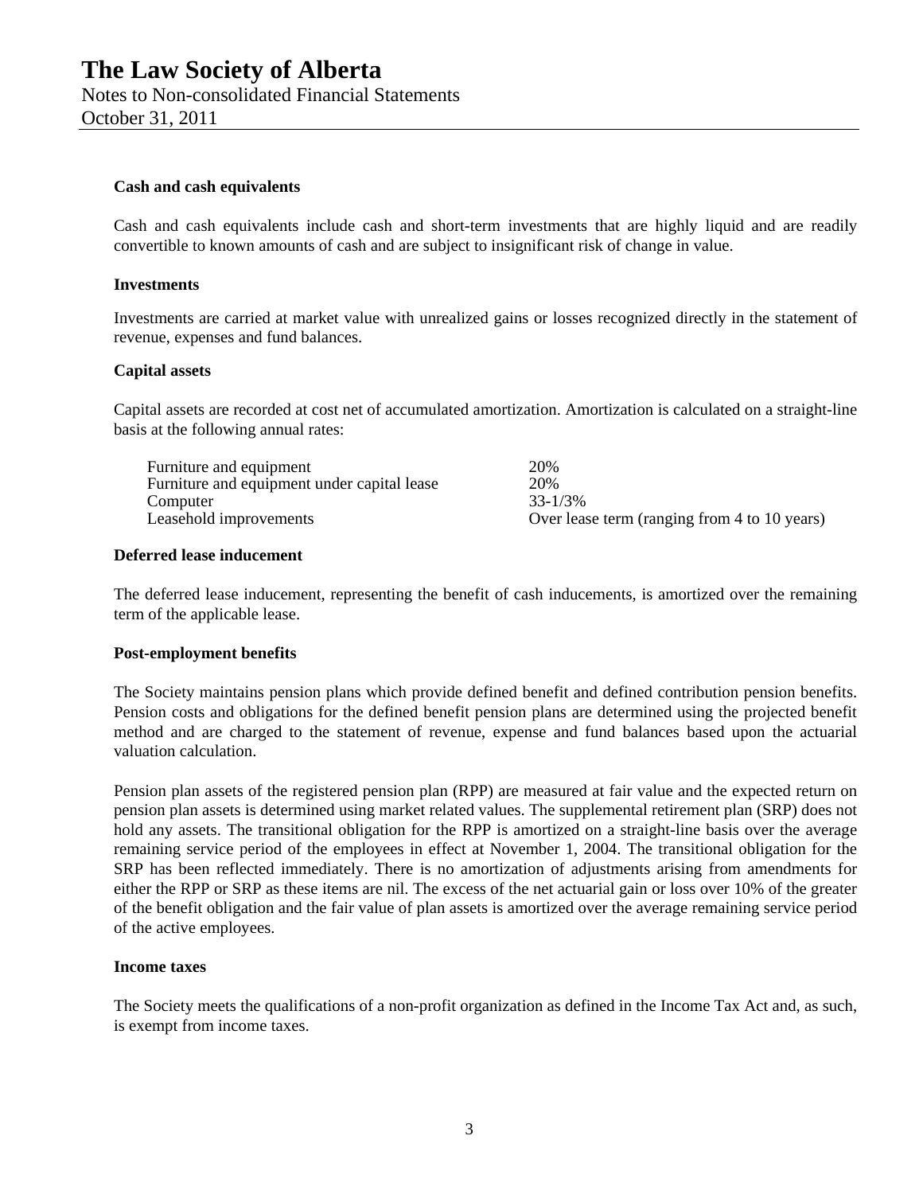**Cash and cash equivalents**

Cash and cash equivalents include cash and short-term investments that are highly liquid and are readily convertible to known amounts of cash and are subject to insignificant risk of change in value.

**Investments**

Investments are carried at market value with unrealized gains or losses recognized directly in the statement of revenue, expenses and fund balances.

**Capital assets**

Capital assets are recorded at cost net of accumulated amortization. Amortization is calculated on a straight-line basis at the following annual rates:

| | |
|---|---|
| Furniture and equipment | 20% |
| Furniture and equipment under capital lease | 20% |
| Computer | 33-1/3% |
| Leasehold improvements | Over lease term (ranging from 4 to 10 years) |

**Deferred lease inducement**

The deferred lease inducement, representing the benefit of cash inducements, is amortized over the remaining term of the applicable lease.

**Post-employment benefits**

The Society maintains pension plans which provide defined benefit and defined contribution pension benefits. Pension costs and obligations for the defined benefit pension plans are determined using the projected benefit method and are charged to the statement of revenue, expense and fund balances based upon the actuarial valuation calculation.

Pension plan assets of the registered pension plan (RPP) are measured at fair value and the expected return on pension plan assets is determined using market related values. The supplemental retirement plan (SRP) does not hold any assets. The transitional obligation for the RPP is amortized on a straight-line basis over the average remaining service period of the employees in effect at November 1, 2004. The transitional obligation for the SRP has been reflected immediately. There is no amortization of adjustments arising from amendments for either the RPP or SRP as these items are nil. The excess of the net actuarial gain or loss over 10% of the greater of the benefit obligation and the fair value of plan assets is amortized over the average remaining service period of the active employees.

**Income taxes**

The Society meets the qualifications of a non-profit organization as defined in the Income Tax Act and, as such, is exempt from income taxes.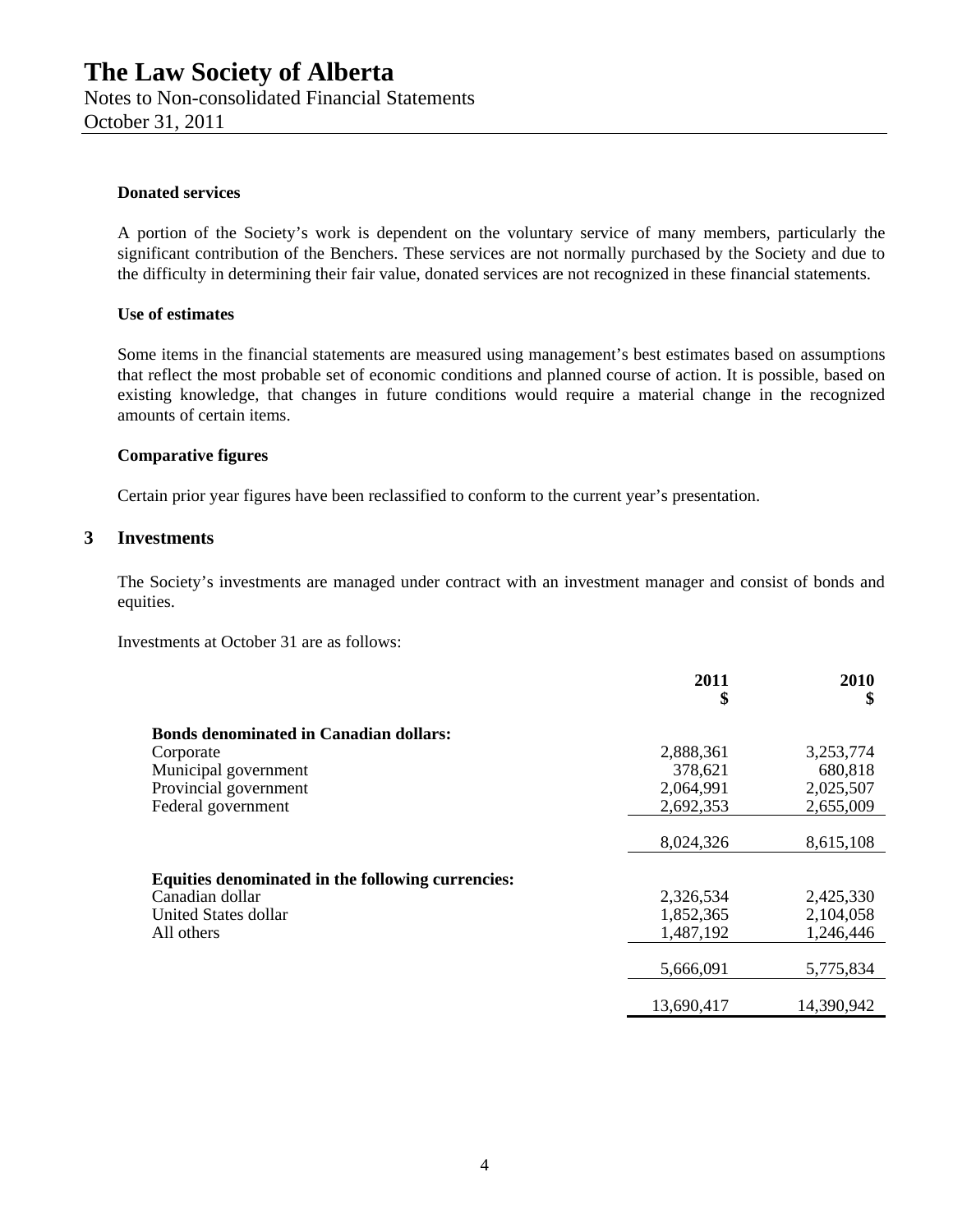### Donated services

A portion of the Society's work is dependent on the voluntary service of many members, particularly the significant contribution of the Benchers. These services are not normally purchased by the Society and due to the difficulty in determining their fair value, donated services are not recognized in these financial statements.

### Use of estimates

Some items in the financial statements are measured using management's best estimates based on assumptions that reflect the most probable set of economic conditions and planned course of action. It is possible, based on existing knowledge, that changes in future conditions would require a material change in the recognized amounts of certain items.

### Comparative figures

Certain prior year figures have been reclassified to conform to the current year's presentation.

## 3 Investments

The Society's investments are managed under contract with an investment manager and consist of bonds and equities.

Investments at October 31 are as follows:

| | 2011<br>$ | 2010<br>$ |
|---|---|---|
| **Bonds denominated in Canadian dollars:** | | |
| Corporate | 2,888,361 | 3,253,774 |
| Municipal government | 378,621 | 680,818 |
| Provincial government | 2,064,991 | 2,025,507 |
| Federal government | 2,692,353 | 2,655,009 |
| | 8,024,326 | 8,615,108 |
| **Equities denominated in the following currencies:** | | |
| Canadian dollar | 2,326,534 | 2,425,330 |
| United States dollar | 1,852,365 | 2,104,058 |
| All others | 1,487,192 | 1,246,446 |
| | 5,666,091 | 5,775,834 |
| | 13,690,417 | 14,390,942 |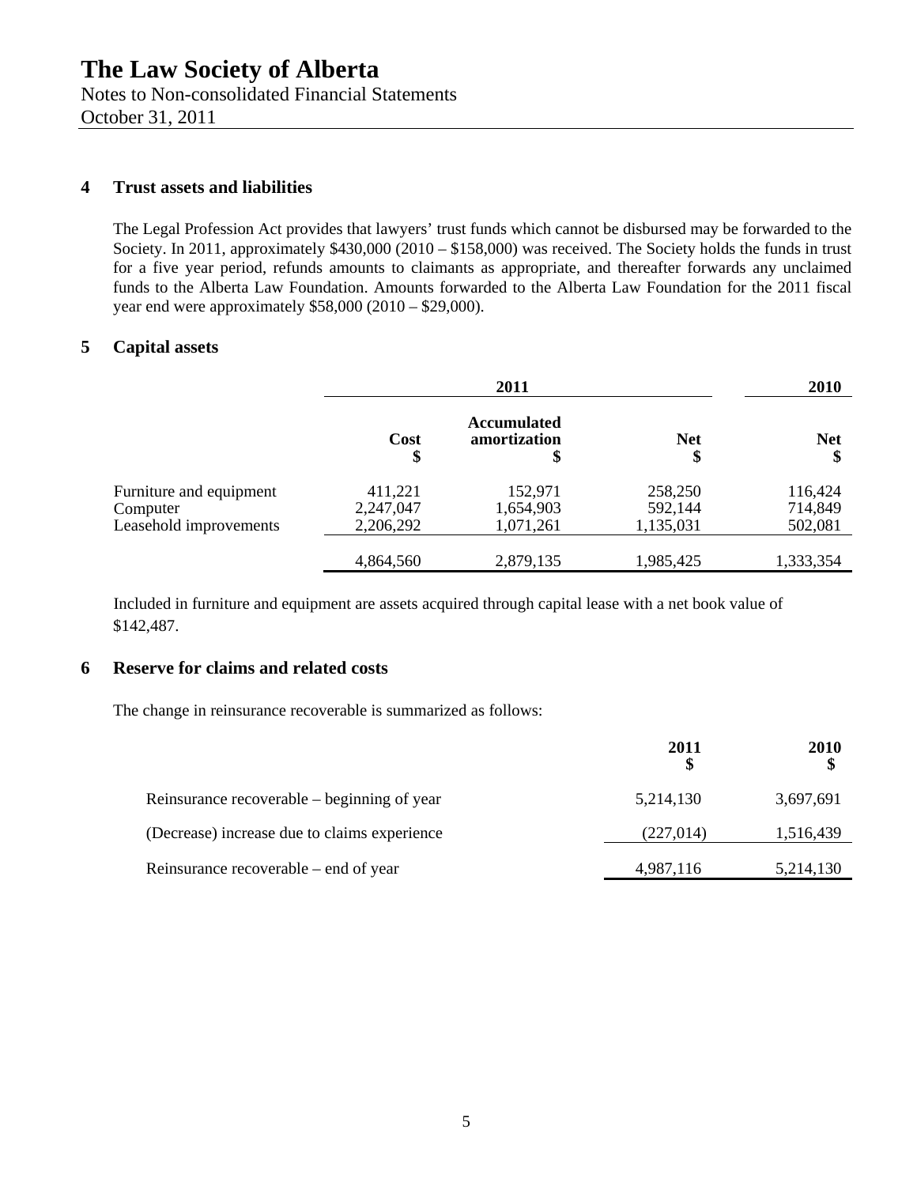## 4 Trust assets and liabilities

The Legal Profession Act provides that lawyers' trust funds which cannot be disbursed may be forwarded to the Society. In 2011, approximately $430,000 (2010 – $158,000) was received. The Society holds the funds in trust for a five year period, refunds amounts to claimants as appropriate, and thereafter forwards any unclaimed funds to the Alberta Law Foundation. Amounts forwarded to the Alberta Law Foundation for the 2011 fiscal year end were approximately $58,000 (2010 – $29,000).

## 5 Capital assets

| | 2011 | | | 2010 |
|---|---|---|---|---|
| | **Cost**<br>**$** | **Accumulated amortization**<br>**$** | **Net**<br>**$** | **Net**<br>**$** |
| Furniture and equipment | 411,221 | 152,971 | 258,250 | 116,424 |
| Computer | 2,247,047 | 1,654,903 | 592,144 | 714,849 |
| Leasehold improvements | 2,206,292 | 1,071,261 | 1,135,031 | 502,081 |
| | 4,864,560 | 2,879,135 | 1,985,425 | 1,333,354 |

Included in furniture and equipment are assets acquired through capital lease with a net book value of $142,487.

## 6 Reserve for claims and related costs

The change in reinsurance recoverable is summarized as follows:

| | 2011<br>$ | 2010<br>$ |
|---|---|---|
| Reinsurance recoverable – beginning of year | 5,214,130 | 3,697,691 |
| (Decrease) increase due to claims experience | (227,014) | 1,516,439 |
| Reinsurance recoverable – end of year | 4,987,116 | 5,214,130 |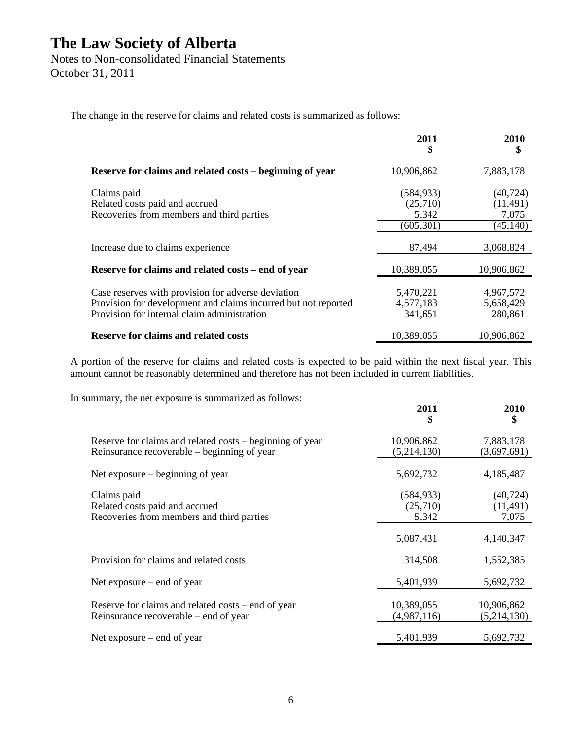# The Law Society of Alberta

Notes to Non-consolidated Financial Statements
October 31, 2011

The change in the reserve for claims and related costs is summarized as follows:

| | 2011<br>$ | 2010<br>$ |
|---|---|---|
| **Reserve for claims and related costs – beginning of year** | 10,906,862 | 7,883,178 |
| Claims paid | (584,933) | (40,724) |
| Related costs paid and accrued | (25,710) | (11,491) |
| Recoveries from members and third parties | 5,342 | 7,075 |
| | (605,301) | (45,140) |
| Increase due to claims experience | 87,494 | 3,068,824 |
| **Reserve for claims and related costs – end of year** | 10,389,055 | 10,906,862 |
| Case reserves with provision for adverse deviation | 5,470,221 | 4,967,572 |
| Provision for development and claims incurred but not reported | 4,577,183 | 5,658,429 |
| Provision for internal claim administration | 341,651 | 280,861 |
| **Reserve for claims and related costs** | 10,389,055 | 10,906,862 |

A portion of the reserve for claims and related costs is expected to be paid within the next fiscal year. This amount cannot be reasonably determined and therefore has not been included in current liabilities.

In summary, the net exposure is summarized as follows:

| | 2011<br>$ | 2010<br>$ |
|---|---|---|
| Reserve for claims and related costs – beginning of year | 10,906,862 | 7,883,178 |
| Reinsurance recoverable – beginning of year | (5,214,130) | (3,697,691) |
| Net exposure – beginning of year | 5,692,732 | 4,185,487 |
| Claims paid | (584,933) | (40,724) |
| Related costs paid and accrued | (25,710) | (11,491) |
| Recoveries from members and third parties | 5,342 | 7,075 |
| | 5,087,431 | 4,140,347 |
| Provision for claims and related costs | 314,508 | 1,552,385 |
| Net exposure – end of year | 5,401,939 | 5,692,732 |
| Reserve for claims and related costs – end of year | 10,389,055 | 10,906,862 |
| Reinsurance recoverable – end of year | (4,987,116) | (5,214,130) |
| Net exposure – end of year | 5,401,939 | 5,692,732 |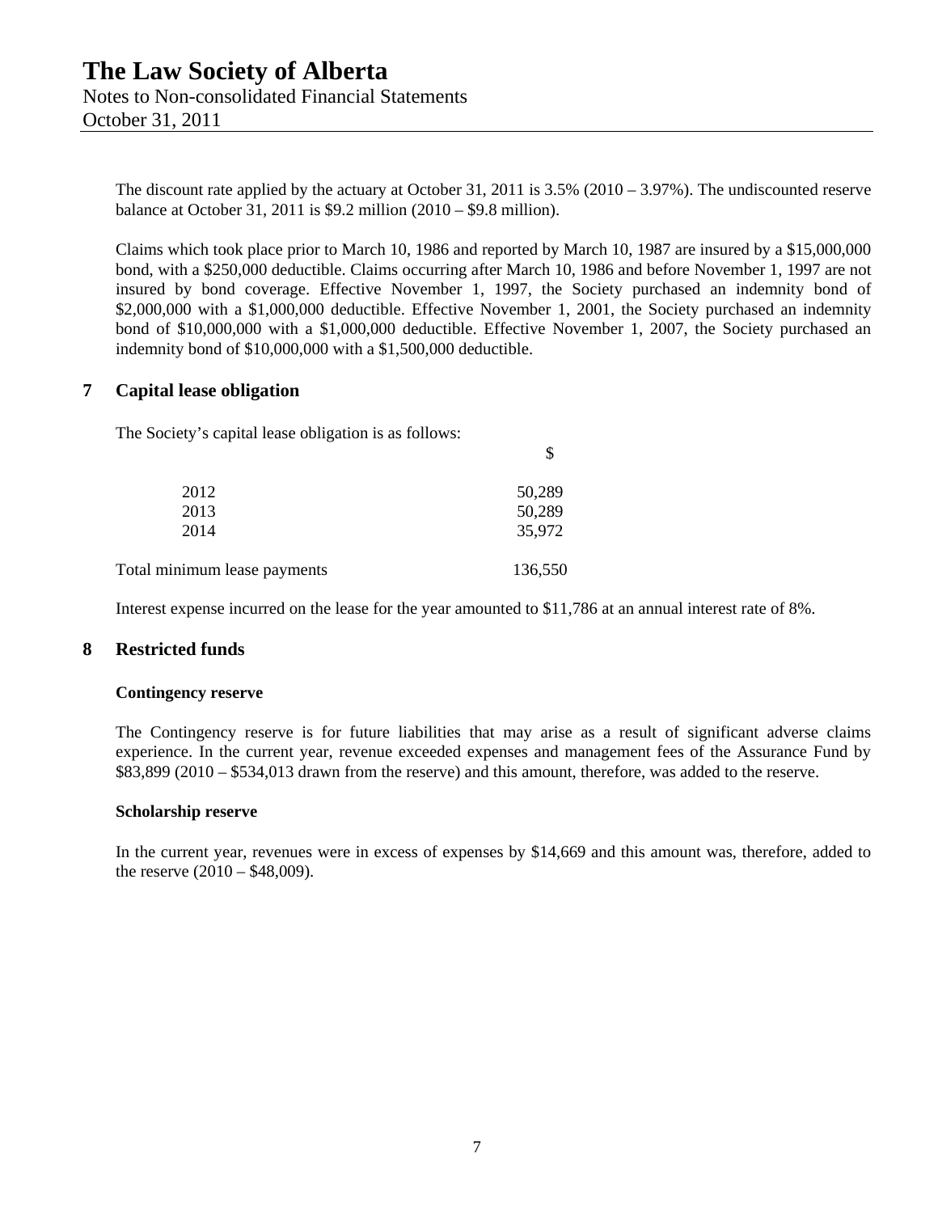The discount rate applied by the actuary at October 31, 2011 is 3.5% (2010 – 3.97%). The undiscounted reserve balance at October 31, 2011 is $9.2 million (2010 – $9.8 million).

Claims which took place prior to March 10, 1986 and reported by March 10, 1987 are insured by a $15,000,000 bond, with a $250,000 deductible. Claims occurring after March 10, 1986 and before November 1, 1997 are not insured by bond coverage. Effective November 1, 1997, the Society purchased an indemnity bond of $2,000,000 with a $1,000,000 deductible. Effective November 1, 2001, the Society purchased an indemnity bond of $10,000,000 with a $1,000,000 deductible. Effective November 1, 2007, the Society purchased an indemnity bond of $10,000,000 with a $1,500,000 deductible.

## 7 Capital lease obligation

The Society's capital lease obligation is as follows:

| | $ |
|---|---|
| 2012 | 50,289 |
| 2013 | 50,289 |
| 2014 | 35,972 |
| Total minimum lease payments | 136,550 |

Interest expense incurred on the lease for the year amounted to $11,786 at an annual interest rate of 8%.

## 8 Restricted funds

**Contingency reserve**

The Contingency reserve is for future liabilities that may arise as a result of significant adverse claims experience. In the current year, revenue exceeded expenses and management fees of the Assurance Fund by $83,899 (2010 – $534,013 drawn from the reserve) and this amount, therefore, was added to the reserve.

**Scholarship reserve**

In the current year, revenues were in excess of expenses by $14,669 and this amount was, therefore, added to the reserve (2010 – $48,009).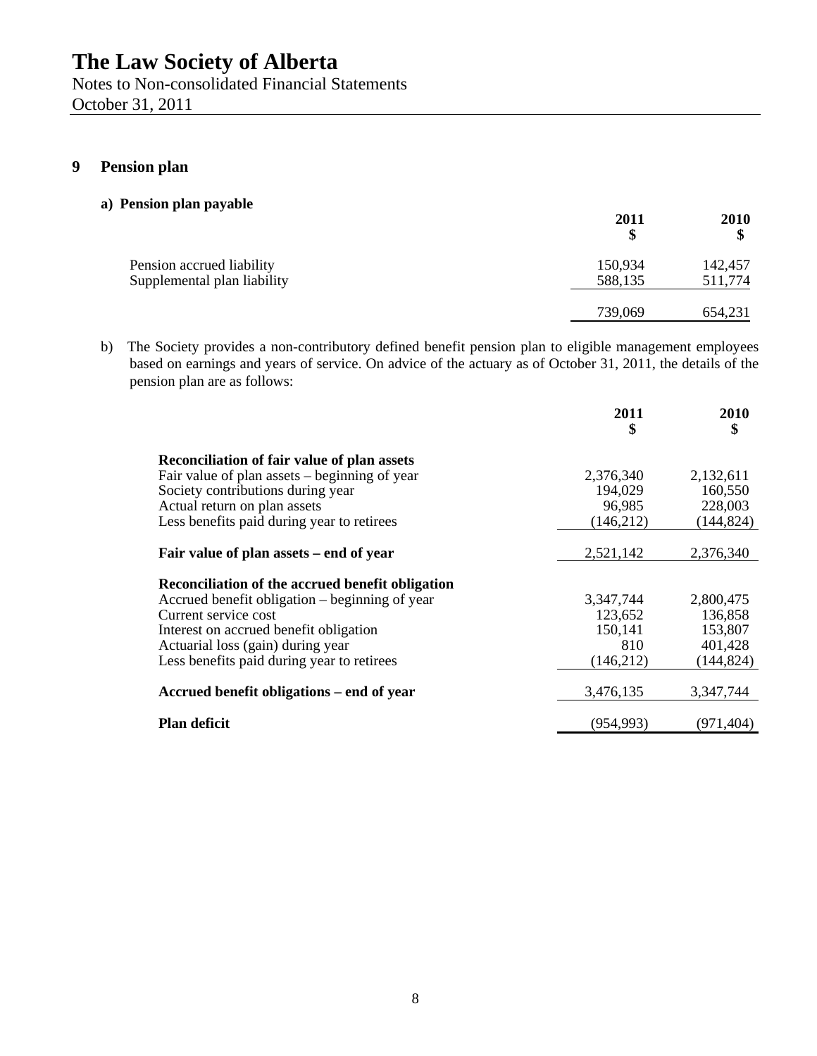# The Law Society of Alberta

Notes to Non-consolidated Financial Statements
October 31, 2011

## 9 Pension plan

### a) Pension plan payable

| | 2011<br>$ | 2010<br>$ |
|---|---|---|
| Pension accrued liability | 150,934 | 142,457 |
| Supplemental plan liability | 588,135 | 511,774 |
| | 739,069 | 654,231 |

b) The Society provides a non-contributory defined benefit pension plan to eligible management employees based on earnings and years of service. On advice of the actuary as of October 31, 2011, the details of the pension plan are as follows:

| | 2011<br>$ | 2010<br>$ |
|---|---|---|
| **Reconciliation of fair value of plan assets** | | |
| Fair value of plan assets – beginning of year | 2,376,340 | 2,132,611 |
| Society contributions during year | 194,029 | 160,550 |
| Actual return on plan assets | 96,985 | 228,003 |
| Less benefits paid during year to retirees | (146,212) | (144,824) |
| **Fair value of plan assets – end of year** | 2,521,142 | 2,376,340 |
| **Reconciliation of the accrued benefit obligation** | | |
| Accrued benefit obligation – beginning of year | 3,347,744 | 2,800,475 |
| Current service cost | 123,652 | 136,858 |
| Interest on accrued benefit obligation | 150,141 | 153,807 |
| Actuarial loss (gain) during year | 810 | 401,428 |
| Less benefits paid during year to retirees | (146,212) | (144,824) |
| **Accrued benefit obligations – end of year** | 3,476,135 | 3,347,744 |
| **Plan deficit** | (954,993) | (971,404) |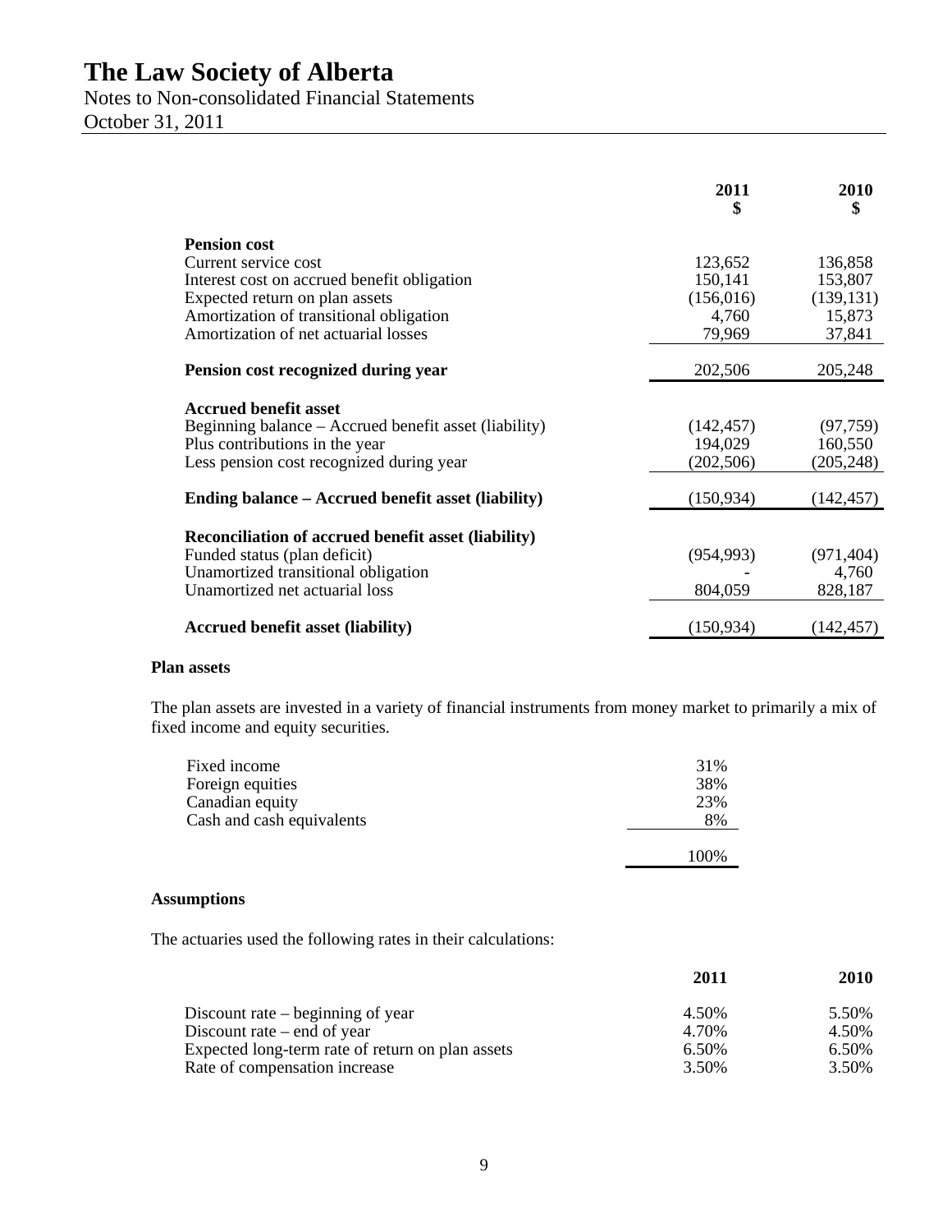|  | 2011<br>$ | 2010<br>$ |
|---|---|---|
| **Pension cost** |  |  |
| Current service cost | 123,652 | 136,858 |
| Interest cost on accrued benefit obligation | 150,141 | 153,807 |
| Expected return on plan assets | (156,016) | (139,131) |
| Amortization of transitional obligation | 4,760 | 15,873 |
| Amortization of net actuarial losses | 79,969 | 37,841 |
| **Pension cost recognized during year** | 202,506 | 205,248 |
| **Accrued benefit asset** |  |  |
| Beginning balance – Accrued benefit asset (liability) | (142,457) | (97,759) |
| Plus contributions in the year | 194,029 | 160,550 |
| Less pension cost recognized during year | (202,506) | (205,248) |
| **Ending balance – Accrued benefit asset (liability)** | (150,934) | (142,457) |
| **Reconciliation of accrued benefit asset (liability)** |  |  |
| Funded status (plan deficit) | (954,993) | (971,404) |
| Unamortized transitional obligation | - | 4,760 |
| Unamortized net actuarial loss | 804,059 | 828,187 |
| **Accrued benefit asset (liability)** | (150,934) | (142,457) |

**Plan assets**

The plan assets are invested in a variety of financial instruments from money market to primarily a mix of fixed income and equity securities.

|  |  |
|---|---|
| Fixed income | 31% |
| Foreign equities | 38% |
| Canadian equity | 23% |
| Cash and cash equivalents | 8% |
|  | 100% |

**Assumptions**

The actuaries used the following rates in their calculations:

|  | 2011 | 2010 |
|---|---|---|
| Discount rate – beginning of year | 4.50% | 5.50% |
| Discount rate – end of year | 4.70% | 4.50% |
| Expected long-term rate of return on plan assets | 6.50% | 6.50% |
| Rate of compensation increase | 3.50% | 3.50% |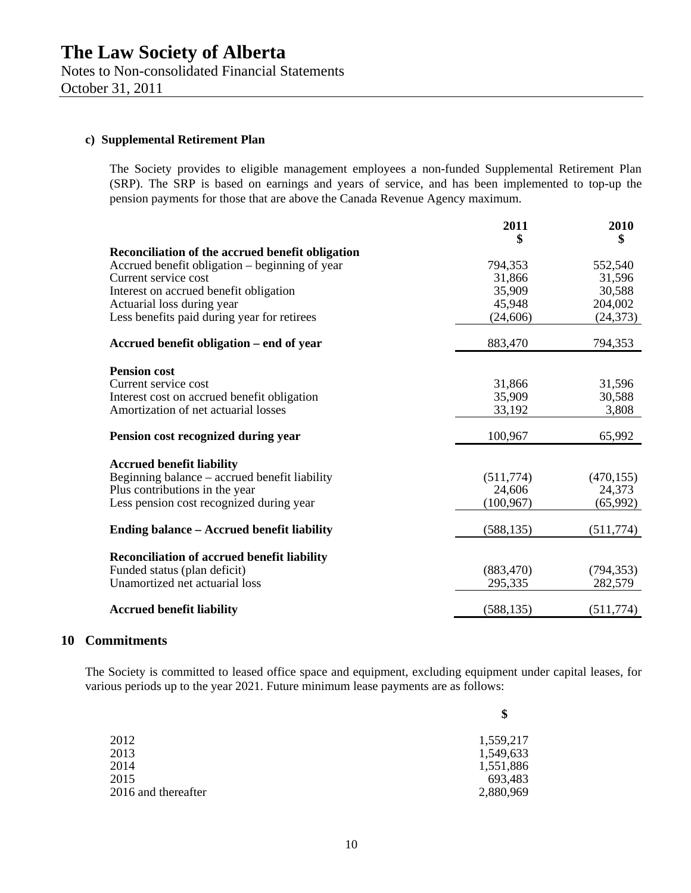#### c) Supplemental Retirement Plan

The Society provides to eligible management employees a non-funded Supplemental Retirement Plan (SRP). The SRP is based on earnings and years of service, and has been implemented to top-up the pension payments for those that are above the Canada Revenue Agency maximum.

| | 2011<br>$ | 2010<br>$ |
|---|---|---|
| **Reconciliation of the accrued benefit obligation** | | |
| Accrued benefit obligation – beginning of year | 794,353 | 552,540 |
| Current service cost | 31,866 | 31,596 |
| Interest on accrued benefit obligation | 35,909 | 30,588 |
| Actuarial loss during year | 45,948 | 204,002 |
| Less benefits paid during year for retirees | (24,606) | (24,373) |
| **Accrued benefit obligation – end of year** | 883,470 | 794,353 |
| **Pension cost** | | |
| Current service cost | 31,866 | 31,596 |
| Interest cost on accrued benefit obligation | 35,909 | 30,588 |
| Amortization of net actuarial losses | 33,192 | 3,808 |
| **Pension cost recognized during year** | 100,967 | 65,992 |
| **Accrued benefit liability** | | |
| Beginning balance – accrued benefit liability | (511,774) | (470,155) |
| Plus contributions in the year | 24,606 | 24,373 |
| Less pension cost recognized during year | (100,967) | (65,992) |
| **Ending balance – Accrued benefit liability** | (588,135) | (511,774) |
| **Reconciliation of accrued benefit liability** | | |
| Funded status (plan deficit) | (883,470) | (794,353) |
| Unamortized net actuarial loss | 295,335 | 282,579 |
| **Accrued benefit liability** | (588,135) | (511,774) |

## 10 Commitments

The Society is committed to leased office space and equipment, excluding equipment under capital leases, for various periods up to the year 2021. Future minimum lease payments are as follows:

| | $ |
|---|---|
| 2012 | 1,559,217 |
| 2013 | 1,549,633 |
| 2014 | 1,551,886 |
| 2015 | 693,483 |
| 2016 and thereafter | 2,880,969 |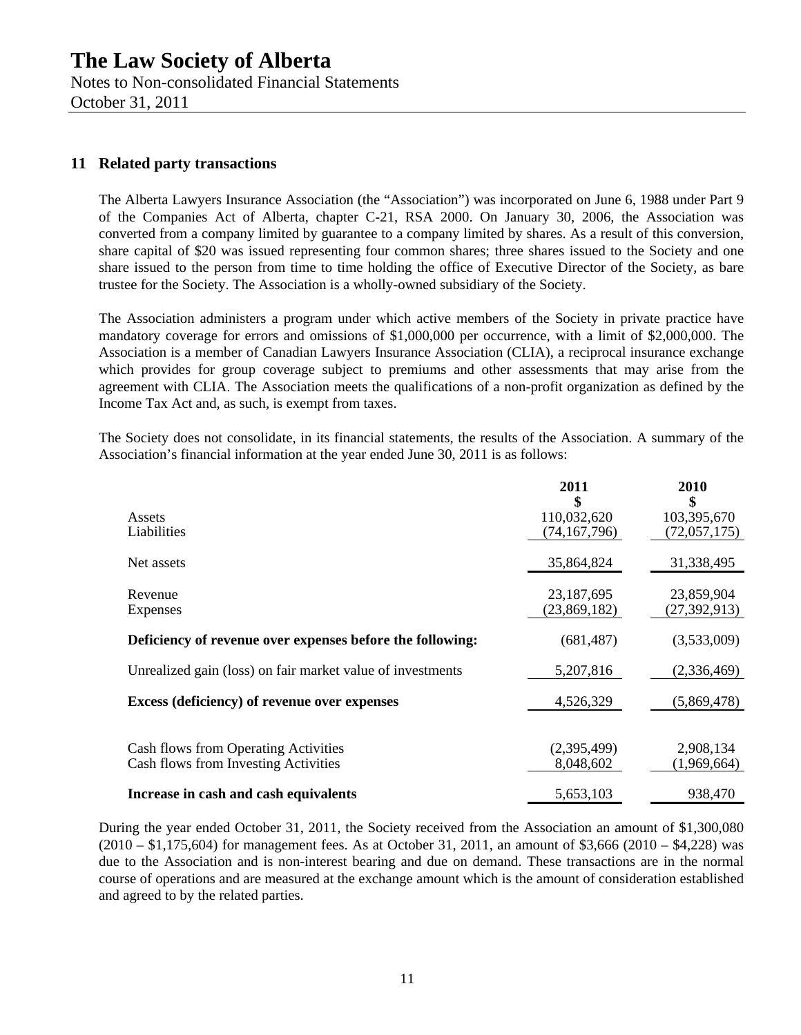# The Law Society of Alberta

Notes to Non-consolidated Financial Statements
October 31, 2011

## 11 Related party transactions

The Alberta Lawyers Insurance Association (the "Association") was incorporated on June 6, 1988 under Part 9 of the Companies Act of Alberta, chapter C-21, RSA 2000. On January 30, 2006, the Association was converted from a company limited by guarantee to a company limited by shares. As a result of this conversion, share capital of $20 was issued representing four common shares; three shares issued to the Society and one share issued to the person from time to time holding the office of Executive Director of the Society, as bare trustee for the Society. The Association is a wholly-owned subsidiary of the Society.

The Association administers a program under which active members of the Society in private practice have mandatory coverage for errors and omissions of $1,000,000 per occurrence, with a limit of $2,000,000. The Association is a member of Canadian Lawyers Insurance Association (CLIA), a reciprocal insurance exchange which provides for group coverage subject to premiums and other assessments that may arise from the agreement with CLIA. The Association meets the qualifications of a non-profit organization as defined by the Income Tax Act and, as such, is exempt from taxes.

The Society does not consolidate, in its financial statements, the results of the Association. A summary of the Association's financial information at the year ended June 30, 2011 is as follows:

| | 2011<br>$ | 2010<br>$ |
|---|---|---|
| Assets | 110,032,620 | 103,395,670 |
| Liabilities | (74,167,796) | (72,057,175) |
| Net assets | 35,864,824 | 31,338,495 |
| Revenue | 23,187,695 | 23,859,904 |
| Expenses | (23,869,182) | (27,392,913) |
| **Deficiency of revenue over expenses before the following:** | (681,487) | (3,533,009) |
| Unrealized gain (loss) on fair market value of investments | 5,207,816 | (2,336,469) |
| **Excess (deficiency) of revenue over expenses** | 4,526,329 | (5,869,478) |
| Cash flows from Operating Activities | (2,395,499) | 2,908,134 |
| Cash flows from Investing Activities | 8,048,602 | (1,969,664) |
| **Increase in cash and cash equivalents** | 5,653,103 | 938,470 |

During the year ended October 31, 2011, the Society received from the Association an amount of $1,300,080 (2010 – $1,175,604) for management fees. As at October 31, 2011, an amount of $3,666 (2010 – $4,228) was due to the Association and is non-interest bearing and due on demand. These transactions are in the normal course of operations and are measured at the exchange amount which is the amount of consideration established and agreed to by the related parties.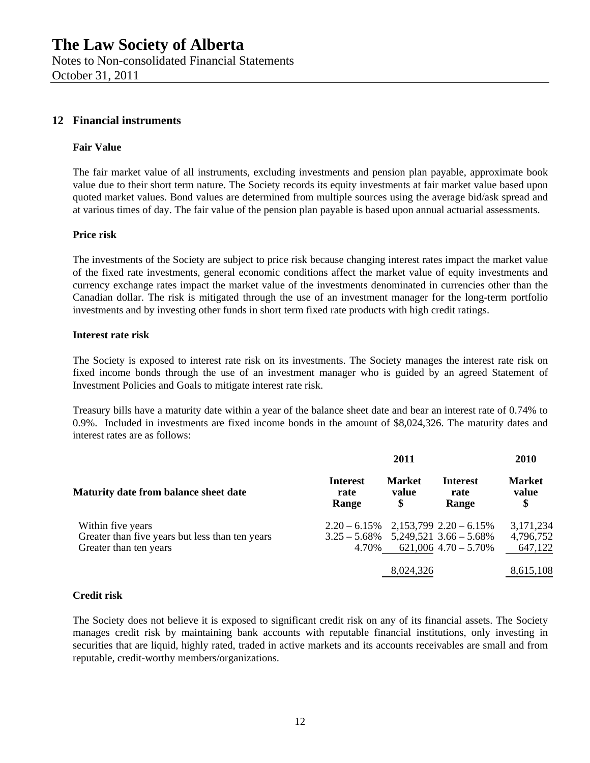# The Law Society of Alberta

Notes to Non-consolidated Financial Statements
October 31, 2011

## 12 Financial instruments

### Fair Value

The fair market value of all instruments, excluding investments and pension plan payable, approximate book value due to their short term nature. The Society records its equity investments at fair market value based upon quoted market values. Bond values are determined from multiple sources using the average bid/ask spread and at various times of day. The fair value of the pension plan payable is based upon annual actuarial assessments.

### Price risk

The investments of the Society are subject to price risk because changing interest rates impact the market value of the fixed rate investments, general economic conditions affect the market value of equity investments and currency exchange rates impact the market value of the investments denominated in currencies other than the Canadian dollar. The risk is mitigated through the use of an investment manager for the long-term portfolio investments and by investing other funds in short term fixed rate products with high credit ratings.

### Interest rate risk

The Society is exposed to interest rate risk on its investments. The Society manages the interest rate risk on fixed income bonds through the use of an investment manager who is guided by an agreed Statement of Investment Policies and Goals to mitigate interest rate risk.

Treasury bills have a maturity date within a year of the balance sheet date and bear an interest rate of 0.74% to 0.9%. Included in investments are fixed income bonds in the amount of $8,024,326. The maturity dates and interest rates are as follows:

| | 2011 | | 2010 | |
|---|---|---|---|---|
| **Maturity date from balance sheet date** | **Interest rate Range** | **Market value $** | **Interest rate Range** | **Market value $** |
| Within five years | 2.20 – 6.15% | 2,153,799 | 2.20 – 6.15% | 3,171,234 |
| Greater than five years but less than ten years | 3.25 – 5.68% | 5,249,521 | 3.66 – 5.68% | 4,796,752 |
| Greater than ten years | 4.70% | 621,006 | 4.70 – 5.70% | 647,122 |
| | | 8,024,326 | | 8,615,108 |

### Credit risk

The Society does not believe it is exposed to significant credit risk on any of its financial assets. The Society manages credit risk by maintaining bank accounts with reputable financial institutions, only investing in securities that are liquid, highly rated, traded in active markets and its accounts receivables are small and from reputable, credit-worthy members/organizations.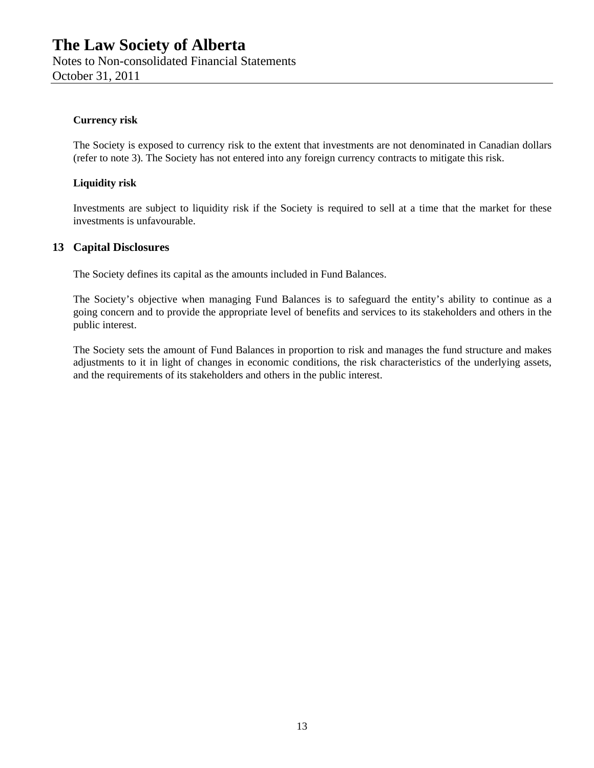**Currency risk**

The Society is exposed to currency risk to the extent that investments are not denominated in Canadian dollars (refer to note 3). The Society has not entered into any foreign currency contracts to mitigate this risk.

**Liquidity risk**

Investments are subject to liquidity risk if the Society is required to sell at a time that the market for these investments is unfavourable.

## 13 Capital Disclosures

The Society defines its capital as the amounts included in Fund Balances.

The Society's objective when managing Fund Balances is to safeguard the entity's ability to continue as a going concern and to provide the appropriate level of benefits and services to its stakeholders and others in the public interest.

The Society sets the amount of Fund Balances in proportion to risk and manages the fund structure and makes adjustments to it in light of changes in economic conditions, the risk characteristics of the underlying assets, and the requirements of its stakeholders and others in the public interest.